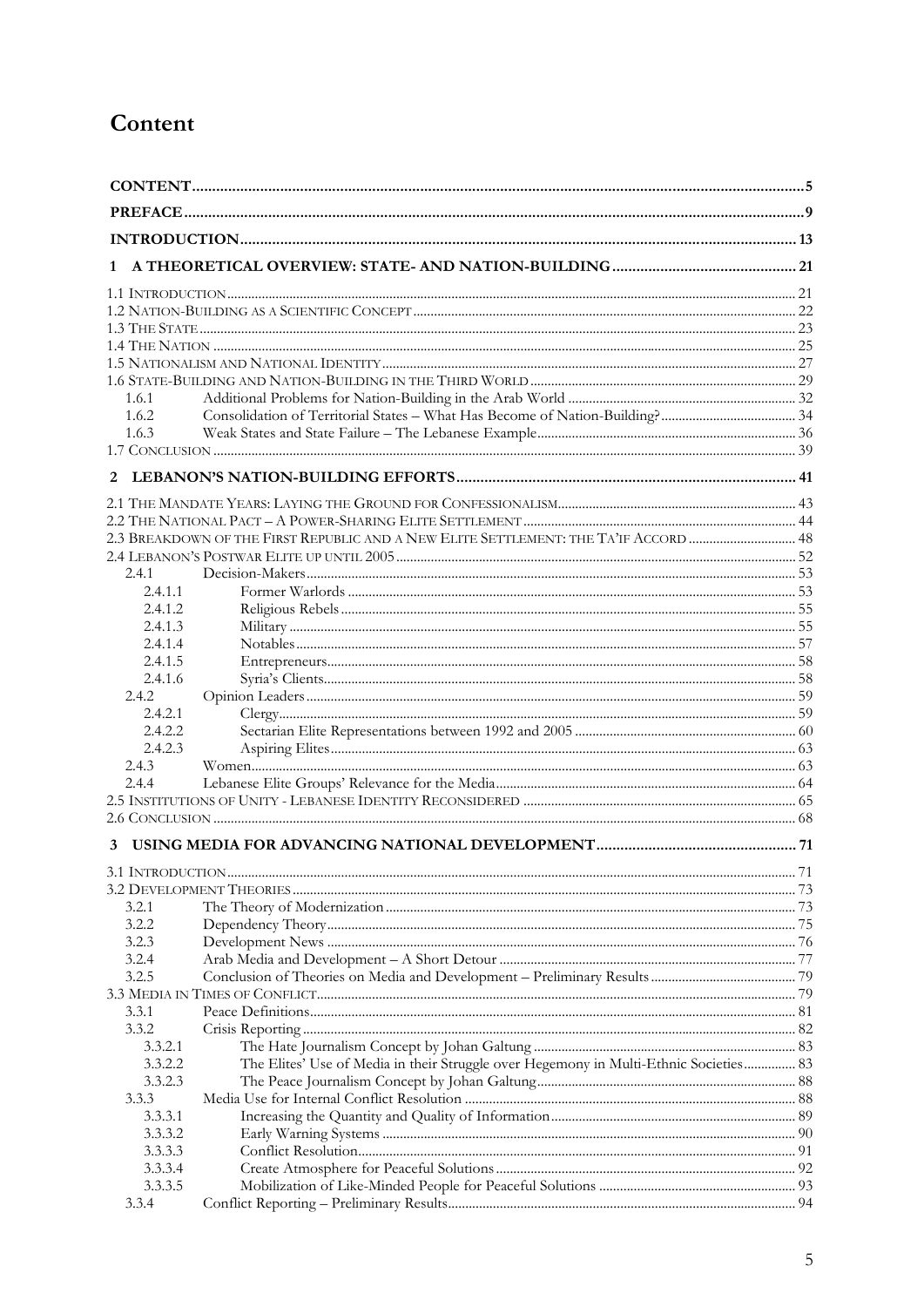# Content

| | | |
|---|---|---|
| **CONTENT** | | 5 |
| **PREFACE** | | 9 |
| **INTRODUCTION** | | 13 |
| **1** | **A THEORETICAL OVERVIEW: STATE- AND NATION-BUILDING** | 21 |
| 1.1 INTRODUCTION | | 21 |
| 1.2 NATION-BUILDING AS A SCIENTIFIC CONCEPT | | 22 |
| 1.3 THE STATE | | 23 |
| 1.4 THE NATION | | 25 |
| 1.5 NATIONALISM AND NATIONAL IDENTITY | | 27 |
| 1.6 STATE-BUILDING AND NATION-BUILDING IN THE THIRD WORLD | | 29 |
| 1.6.1 | Additional Problems for Nation-Building in the Arab World | 32 |
| 1.6.2 | Consolidation of Territorial States – What Has Become of Nation-Building? | 34 |
| 1.6.3 | Weak States and State Failure – The Lebanese Example | 36 |
| 1.7 CONCLUSION | | 39 |
| **2** | **LEBANON'S NATION-BUILDING EFFORTS** | 41 |
| 2.1 THE MANDATE YEARS: LAYING THE GROUND FOR CONFESSIONALISM | | 43 |
| 2.2 THE NATIONAL PACT – A POWER-SHARING ELITE SETTLEMENT | | 44 |
| 2.3 BREAKDOWN OF THE FIRST REPUBLIC AND A NEW ELITE SETTLEMENT: THE TA'IF ACCORD | | 48 |
| 2.4 LEBANON'S POSTWAR ELITE UP UNTIL 2005 | | 52 |
| 2.4.1 | Decision-Makers | 53 |
| 2.4.1.1 | Former Warlords | 53 |
| 2.4.1.2 | Religious Rebels | 55 |
| 2.4.1.3 | Military | 55 |
| 2.4.1.4 | Notables | 57 |
| 2.4.1.5 | Entrepreneurs | 58 |
| 2.4.1.6 | Syria's Clients | 58 |
| 2.4.2 | Opinion Leaders | 59 |
| 2.4.2.1 | Clergy | 59 |
| 2.4.2.2 | Sectarian Elite Representations between 1992 and 2005 | 60 |
| 2.4.2.3 | Aspiring Elites | 63 |
| 2.4.3 | Women | 63 |
| 2.4.4 | Lebanese Elite Groups' Relevance for the Media | 64 |
| 2.5 INSTITUTIONS OF UNITY - LEBANESE IDENTITY RECONSIDERED | | 65 |
| 2.6 CONCLUSION | | 68 |
| **3** | **USING MEDIA FOR ADVANCING NATIONAL DEVELOPMENT** | 71 |
| 3.1 INTRODUCTION | | 71 |
| 3.2 DEVELOPMENT THEORIES | | 73 |
| 3.2.1 | The Theory of Modernization | 73 |
| 3.2.2 | Dependency Theory | 75 |
| 3.2.3 | Development News | 76 |
| 3.2.4 | Arab Media and Development – A Short Detour | 77 |
| 3.2.5 | Conclusion of Theories on Media and Development – Preliminary Results | 79 |
| 3.3 MEDIA IN TIMES OF CONFLICT | | 79 |
| 3.3.1 | Peace Definitions | 81 |
| 3.3.2 | Crisis Reporting | 82 |
| 3.3.2.1 | The Hate Journalism Concept by Johan Galtung | 83 |
| 3.3.2.2 | The Elites' Use of Media in their Struggle over Hegemony in Multi-Ethnic Societies | 83 |
| 3.3.2.3 | The Peace Journalism Concept by Johan Galtung | 88 |
| 3.3.3 | Media Use for Internal Conflict Resolution | 88 |
| 3.3.3.1 | Increasing the Quantity and Quality of Information | 89 |
| 3.3.3.2 | Early Warning Systems | 90 |
| 3.3.3.3 | Conflict Resolution | 91 |
| 3.3.3.4 | Create Atmosphere for Peaceful Solutions | 92 |
| 3.3.3.5 | Mobilization of Like-Minded People for Peaceful Solutions | 93 |
| 3.3.4 | Conflict Reporting – Preliminary Results | 94 |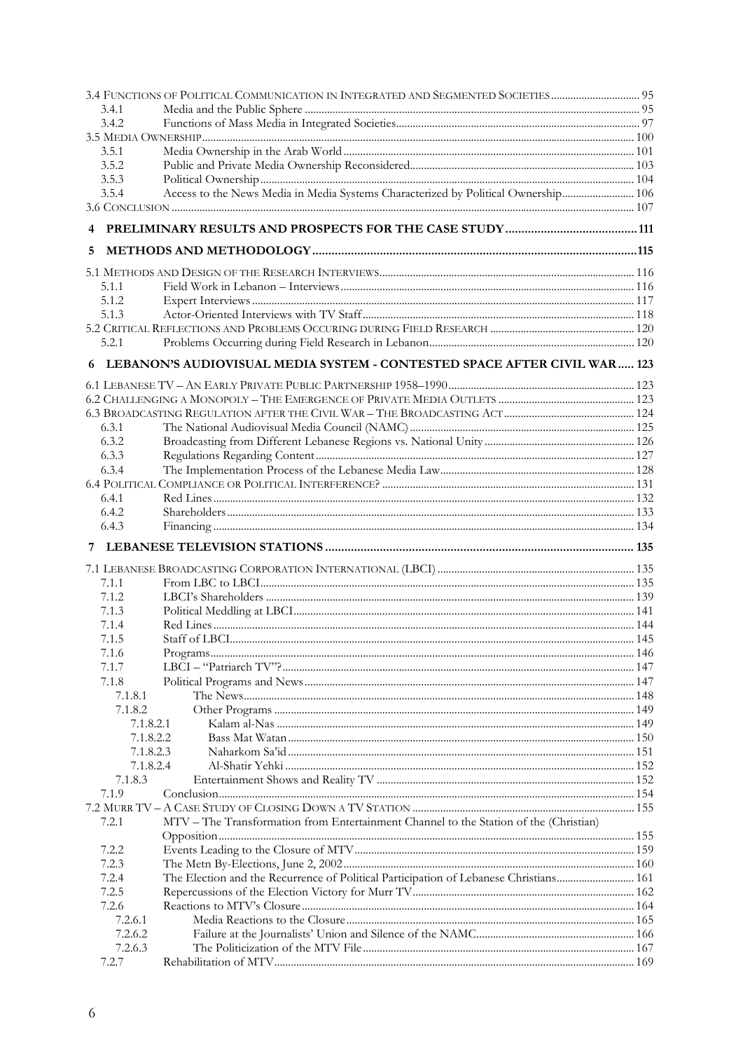3.4 Functions of Political Communication in Integrated and Segmented Societies ............ 95
- 3.4.1 Media and the Public Sphere ............ 95
- 3.4.2 Functions of Mass Media in Integrated Societies ............ 97

3.5 Media Ownership ............ 100
- 3.5.1 Media Ownership in the Arab World ............ 101
- 3.5.2 Public and Private Media Ownership Reconsidered ............ 103
- 3.5.3 Political Ownership ............ 104
- 3.5.4 Access to the News Media in Media Systems Characterized by Political Ownership ............ 106

3.6 Conclusion ............ 107

**4 PRELIMINARY RESULTS AND PROSPECTS FOR THE CASE STUDY ............ 111**

**5 METHODS AND METHODOLOGY ............ 115**

5.1 Methods and Design of the Research Interviews ............ 116
- 5.1.1 Field Work in Lebanon – Interviews ............ 116
- 5.1.2 Expert Interviews ............ 117
- 5.1.3 Actor-Oriented Interviews with TV Staff ............ 118

5.2 Critical Reflections and Problems Occuring during Field Research ............ 120
- 5.2.1 Problems Occurring during Field Research in Lebanon ............ 120

**6 LEBANON'S AUDIOVISUAL MEDIA SYSTEM - CONTESTED SPACE AFTER CIVIL WAR ............ 123**

6.1 Lebanese TV – An Early Private Public Partnership 1958–1990 ............ 123

6.2 Challenging a Monopoly – The Emergence of Private Media Outlets ............ 123

6.3 Broadcasting Regulation after the Civil War – The Broadcasting Act ............ 124
- 6.3.1 The National Audiovisual Media Council (NAMC) ............ 125
- 6.3.2 Broadcasting from Different Lebanese Regions vs. National Unity ............ 126
- 6.3.3 Regulations Regarding Content ............ 127
- 6.3.4 The Implementation Process of the Lebanese Media Law ............ 128

6.4 Political Compliance or Political Interference? ............ 131
- 6.4.1 Red Lines ............ 132
- 6.4.2 Shareholders ............ 133
- 6.4.3 Financing ............ 134

**7 LEBANESE TELEVISION STATIONS ............ 135**

7.1 Lebanese Broadcasting Corporation International (LBCI) ............ 135
- 7.1.1 From LBC to LBCI ............ 135
- 7.1.2 LBCI's Shareholders ............ 139
- 7.1.3 Political Meddling at LBCI ............ 141
- 7.1.4 Red Lines ............ 144
- 7.1.5 Staff of LBCI ............ 145
- 7.1.6 Programs ............ 146
- 7.1.7 LBCI – "Patriarch TV"? ............ 147
- 7.1.8 Political Programs and News ............ 147
  - 7.1.8.1 The News ............ 148
  - 7.1.8.2 Other Programs ............ 149
    - 7.1.8.2.1 Kalam al-Nas ............ 149
    - 7.1.8.2.2 Bass Mat Watan ............ 150
    - 7.1.8.2.3 Naharkom Sa'id ............ 151
    - 7.1.8.2.4 Al-Shatir Yehki ............ 152
  - 7.1.8.3 Entertainment Shows and Reality TV ............ 152
- 7.1.9 Conclusion ............ 154

7.2 Murr TV – A Case Study of Closing Down a TV Station ............ 155
- 7.2.1 MTV – The Transformation from Entertainment Channel to the Station of the (Christian) Opposition ............ 155
- 7.2.2 Events Leading to the Closure of MTV ............ 159
- 7.2.3 The Metn By-Elections, June 2, 2002 ............ 160
- 7.2.4 The Election and the Recurrence of Political Participation of Lebanese Christians ............ 161
- 7.2.5 Repercussions of the Election Victory for Murr TV ............ 162
- 7.2.6 Reactions to MTV's Closure ............ 164
  - 7.2.6.1 Media Reactions to the Closure ............ 165
  - 7.2.6.2 Failure at the Journalists' Union and Silence of the NAMC ............ 166
  - 7.2.6.3 The Politicization of the MTV File ............ 167
- 7.2.7 Rehabilitation of MTV ............ 169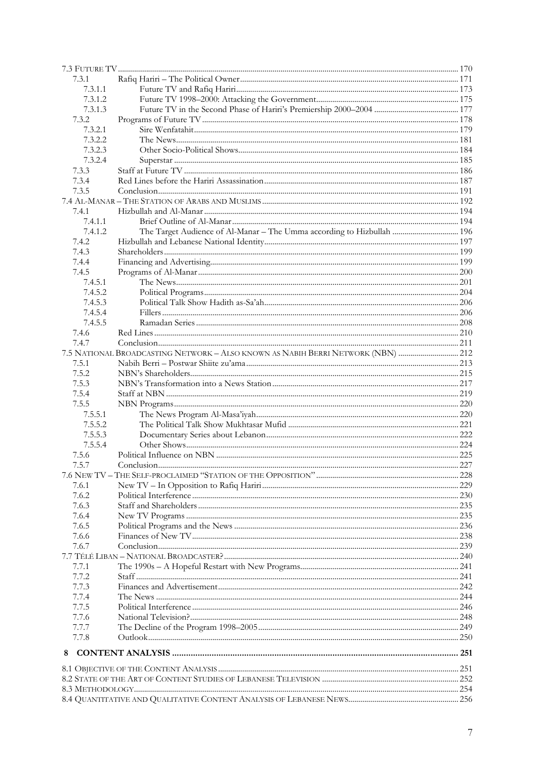7.3 FUTURE TV ........................................................................................................................ 170
- 7.3.1 Rafiq Hariri – The Political Owner ........................................................................ 171
  - 7.3.1.1 Future TV and Rafiq Hariri ........................................................................ 173
  - 7.3.1.2 Future TV 1998–2000: Attacking the Government ........................................ 175
  - 7.3.1.3 Future TV in the Second Phase of Hariri's Premiership 2000–2004 .................. 177
- 7.3.2 Programs of Future TV .......................................................................................... 178
  - 7.3.2.1 Sire Wenfatahit ......................................................................................... 179
  - 7.3.2.2 The News .................................................................................................. 181
  - 7.3.2.3 Other Socio-Political Shows ...................................................................... 184
  - 7.3.2.4 Superstar .................................................................................................. 185
- 7.3.3 Staff at Future TV ................................................................................................. 186
- 7.3.4 Red Lines before the Hariri Assassination ............................................................. 187
- 7.3.5 Conclusion ............................................................................................................ 191

7.4 AL-MANAR – THE STATION OF ARABS AND MUSLIMS ..................................................... 192
- 7.4.1 Hizbullah and Al-Manar ......................................................................................... 194
  - 7.4.1.1 Brief Outline of Al-Manar .......................................................................... 194
  - 7.4.1.2 The Target Audience of Al-Manar – The Umma according to Hizbullah ........... 196
- 7.4.2 Hizbullah and Lebanese National Identity ............................................................. 197
- 7.4.3 Shareholders ......................................................................................................... 199
- 7.4.4 Financing and Advertising ..................................................................................... 199
- 7.4.5 Programs of Al-Manar ........................................................................................... 200
  - 7.4.5.1 The News .................................................................................................. 201
  - 7.4.5.2 Political Programs ..................................................................................... 204
  - 7.4.5.3 Political Talk Show Hadith as-Sa'ah ........................................................... 206
  - 7.4.5.4 Fillers ....................................................................................................... 206
  - 7.4.5.5 Ramadan Series ......................................................................................... 208
- 7.4.6 Red Lines .............................................................................................................. 210
- 7.4.7 Conclusion ............................................................................................................ 211

7.5 NATIONAL BROADCASTING NETWORK – ALSO KNOWN AS NABIH BERRI NETWORK (NBN) ........ 212
- 7.5.1 Nabih Berri – Postwar Shiite zu'ama ..................................................................... 213
- 7.5.2 NBN's Shareholders ............................................................................................... 215
- 7.5.3 NBN's Transformation into a News Station ............................................................ 217
- 7.5.4 Staff at NBN .......................................................................................................... 219
- 7.5.5 NBN Programs ....................................................................................................... 220
  - 7.5.5.1 The News Program Al-Masa'iyah ............................................................... 220
  - 7.5.5.2 The Political Talk Show Mukhtasar Mufid .................................................. 221
  - 7.5.5.3 Documentary Series about Lebanon ........................................................... 222
  - 7.5.5.4 Other Shows .............................................................................................. 224
- 7.5.6 Political Influence on NBN .................................................................................... 225
- 7.5.7 Conclusion ............................................................................................................ 227

7.6 NEW TV – THE SELF-PROCLAIMED "STATION OF THE OPPOSITION" ...................................... 228
- 7.6.1 New TV – In Opposition to Rafiq Hariri ................................................................. 229
- 7.6.2 Political Interference ............................................................................................. 230
- 7.6.3 Staff and Shareholders .......................................................................................... 235
- 7.6.4 New TV Programs ................................................................................................. 235
- 7.6.5 Political Programs and the News ........................................................................... 236
- 7.6.6 Finances of New TV .............................................................................................. 238
- 7.6.7 Conclusion ............................................................................................................ 239

7.7 TÉLÉ LIBAN – NATIONAL BROADCASTER? ..................................................................... 240
- 7.7.1 The 1990s – A Hopeful Restart with New Programs ................................................ 241
- 7.7.2 Staff ..................................................................................................................... 241
- 7.7.3 Finances and Advertisement ................................................................................. 242
- 7.7.4 The News .............................................................................................................. 244
- 7.7.5 Political Interference ............................................................................................. 246
- 7.7.6 National Television? .............................................................................................. 248
- 7.7.7 The Decline of the Program 1998–2005 .................................................................. 249
- 7.7.8 Outlook ................................................................................................................ 250

**8 CONTENT ANALYSIS ........................................................................................................ 251**

8.1 OBJECTIVE OF THE CONTENT ANALYSIS ........................................................................ 251

8.2 STATE OF THE ART OF CONTENT STUDIES OF LEBANESE TELEVISION .................................. 252

8.3 METHODOLOGY ........................................................................................................... 254

8.4 QUANTITATIVE AND QUALITATIVE CONTENT ANALYSIS OF LEBANESE NEWS ........................ 256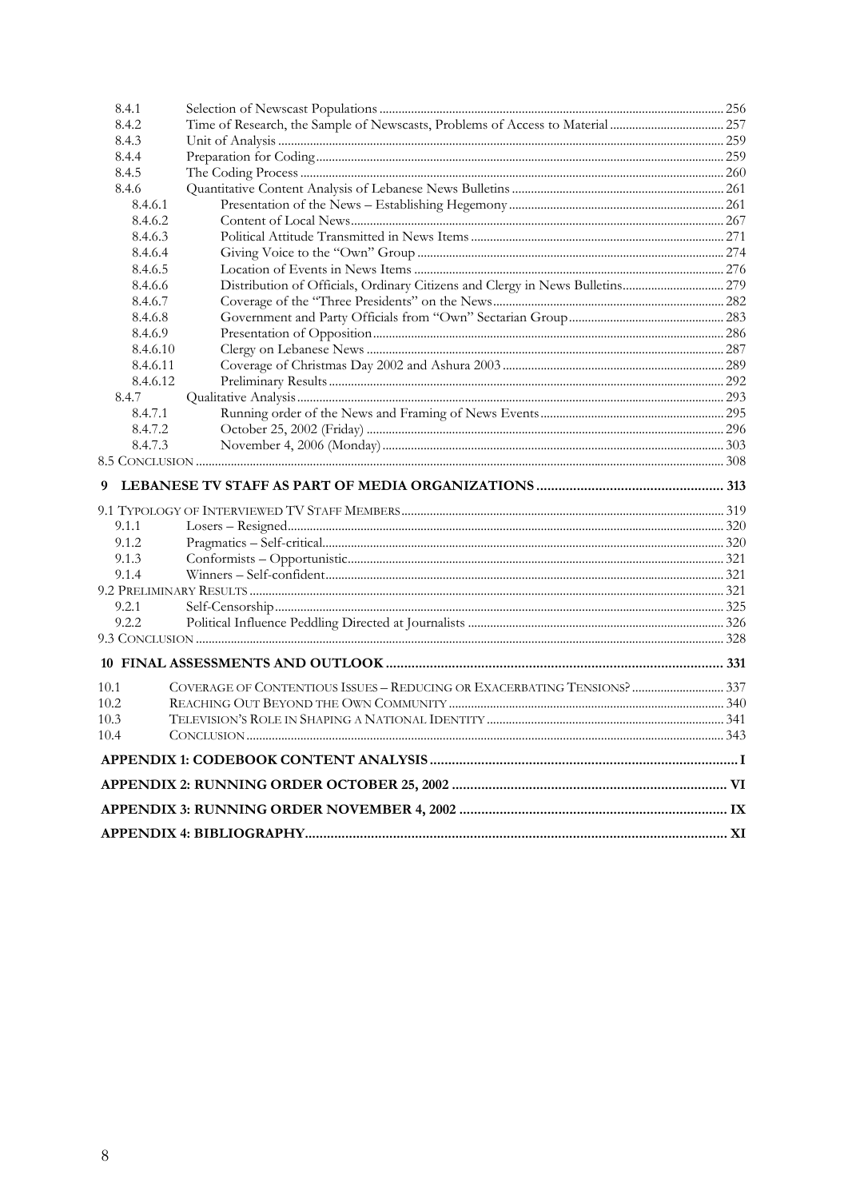8.4.1 Selection of Newscast Populations ..... 256
8.4.2 Time of Research, the Sample of Newscasts, Problems of Access to Material ..... 257
8.4.3 Unit of Analysis ..... 259
8.4.4 Preparation for Coding ..... 259
8.4.5 The Coding Process ..... 260
8.4.6 Quantitative Content Analysis of Lebanese News Bulletins ..... 261
8.4.6.1 Presentation of the News – Establishing Hegemony ..... 261
8.4.6.2 Content of Local News ..... 267
8.4.6.3 Political Attitude Transmitted in News Items ..... 271
8.4.6.4 Giving Voice to the "Own" Group ..... 274
8.4.6.5 Location of Events in News Items ..... 276
8.4.6.6 Distribution of Officials, Ordinary Citizens and Clergy in News Bulletins ..... 279
8.4.6.7 Coverage of the "Three Presidents" on the News ..... 282
8.4.6.8 Government and Party Officials from "Own" Sectarian Group ..... 283
8.4.6.9 Presentation of Opposition ..... 286
8.4.6.10 Clergy on Lebanese News ..... 287
8.4.6.11 Coverage of Christmas Day 2002 and Ashura 2003 ..... 289
8.4.6.12 Preliminary Results ..... 292
8.4.7 Qualitative Analysis ..... 293
8.4.7.1 Running order of the News and Framing of News Events ..... 295
8.4.7.2 October 25, 2002 (Friday) ..... 296
8.4.7.3 November 4, 2006 (Monday) ..... 303
8.5 CONCLUSION ..... 308

**9 LEBANESE TV STAFF AS PART OF MEDIA ORGANIZATIONS ..... 313**

9.1 TYPOLOGY OF INTERVIEWED TV STAFF MEMBERS ..... 319
9.1.1 Losers – Resigned ..... 320
9.1.2 Pragmatics – Self-critical ..... 320
9.1.3 Conformists – Opportunistic ..... 321
9.1.4 Winners – Self-confident ..... 321
9.2 PRELIMINARY RESULTS ..... 321
9.2.1 Self-Censorship ..... 325
9.2.2 Political Influence Peddling Directed at Journalists ..... 326
9.3 CONCLUSION ..... 328

**10 FINAL ASSESSMENTS AND OUTLOOK ..... 331**

10.1 COVERAGE OF CONTENTIOUS ISSUES – REDUCING OR EXACERBATING TENSIONS? ..... 337
10.2 REACHING OUT BEYOND THE OWN COMMUNITY ..... 340
10.3 TELEVISION'S ROLE IN SHAPING A NATIONAL IDENTITY ..... 341
10.4 CONCLUSION ..... 343

**APPENDIX 1: CODEBOOK CONTENT ANALYSIS ..... I**

**APPENDIX 2: RUNNING ORDER OCTOBER 25, 2002 ..... VI**

**APPENDIX 3: RUNNING ORDER NOVEMBER 4, 2002 ..... IX**

**APPENDIX 4: BIBLIOGRAPHY ..... XI**